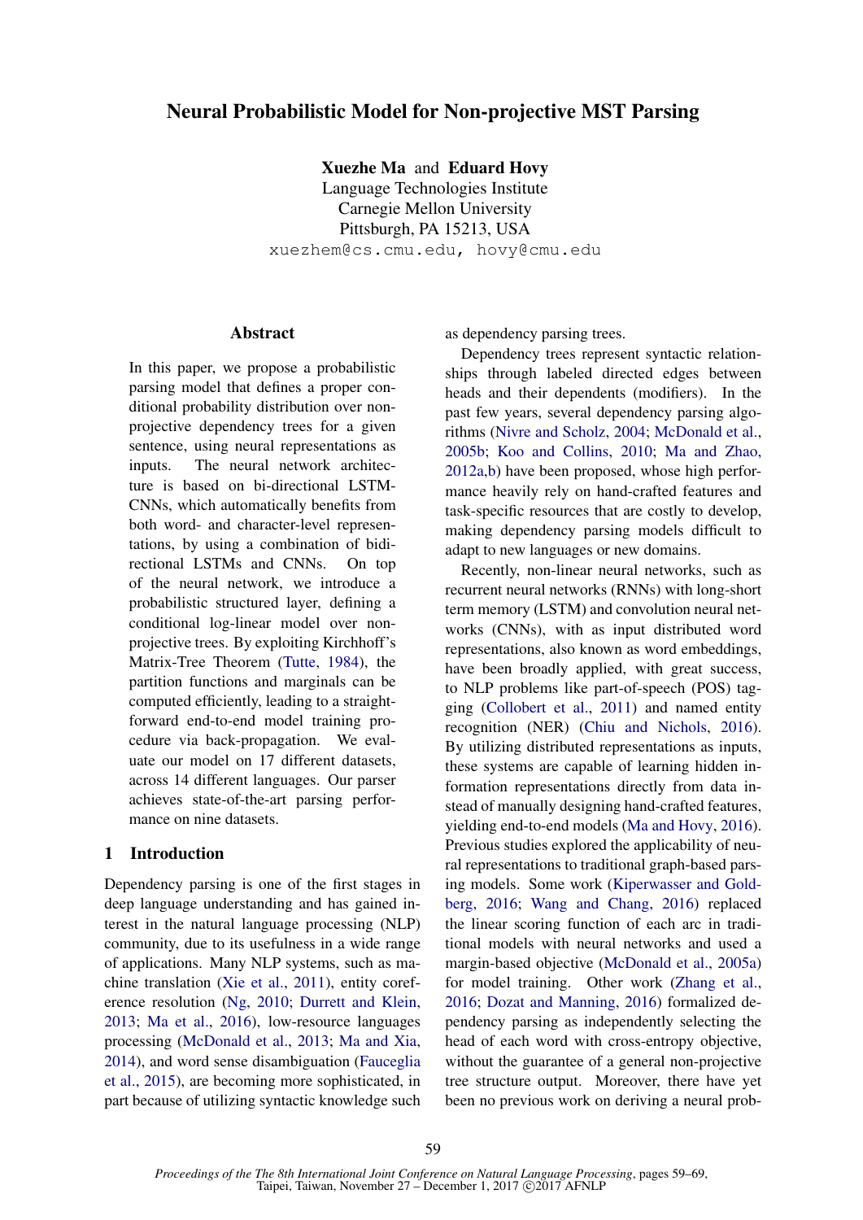# Neural Probabilistic Model for Non-projective MST Parsing

**Xuezhe Ma** and **Eduard Hovy**
Language Technologies Institute
Carnegie Mellon University
Pittsburgh, PA 15213, USA
`xuezhem@cs.cmu.edu, hovy@cmu.edu`

## Abstract

In this paper, we propose a probabilistic parsing model that defines a proper conditional probability distribution over non-projective dependency trees for a given sentence, using neural representations as inputs. The neural network architecture is based on bi-directional LSTM-CNNs, which automatically benefits from both word- and character-level representations, by using a combination of bidirectional LSTMs and CNNs. On top of the neural network, we introduce a probabilistic structured layer, defining a conditional log-linear model over non-projective trees. By exploiting Kirchhoff's Matrix-Tree Theorem (Tutte, 1984), the partition functions and marginals can be computed efficiently, leading to a straightforward end-to-end model training procedure via back-propagation. We evaluate our model on 17 different datasets, across 14 different languages. Our parser achieves state-of-the-art parsing performance on nine datasets.

## 1 Introduction

Dependency parsing is one of the first stages in deep language understanding and has gained interest in the natural language processing (NLP) community, due to its usefulness in a wide range of applications. Many NLP systems, such as machine translation (Xie et al., 2011), entity coreference resolution (Ng, 2010; Durrett and Klein, 2013; Ma et al., 2016), low-resource languages processing (McDonald et al., 2013; Ma and Xia, 2014), and word sense disambiguation (Fauceglia et al., 2015), are becoming more sophisticated, in part because of utilizing syntactic knowledge such as dependency parsing trees.

Dependency trees represent syntactic relationships through labeled directed edges between heads and their dependents (modifiers). In the past few years, several dependency parsing algorithms (Nivre and Scholz, 2004; McDonald et al., 2005b; Koo and Collins, 2010; Ma and Zhao, 2012a,b) have been proposed, whose high performance heavily rely on hand-crafted features and task-specific resources that are costly to develop, making dependency parsing models difficult to adapt to new languages or new domains.

Recently, non-linear neural networks, such as recurrent neural networks (RNNs) with long-short term memory (LSTM) and convolution neural networks (CNNs), with as input distributed word representations, also known as word embeddings, have been broadly applied, with great success, to NLP problems like part-of-speech (POS) tagging (Collobert et al., 2011) and named entity recognition (NER) (Chiu and Nichols, 2016). By utilizing distributed representations as inputs, these systems are capable of learning hidden information representations directly from data instead of manually designing hand-crafted features, yielding end-to-end models (Ma and Hovy, 2016). Previous studies explored the applicability of neural representations to traditional graph-based parsing models. Some work (Kiperwasser and Goldberg, 2016; Wang and Chang, 2016) replaced the linear scoring function of each arc in traditional models with neural networks and used a margin-based objective (McDonald et al., 2005a) for model training. Other work (Zhang et al., 2016; Dozat and Manning, 2016) formalized dependency parsing as independently selecting the head of each word with cross-entropy objective, without the guarantee of a general non-projective tree structure output. Moreover, there have yet been no previous work on deriving a neural prob-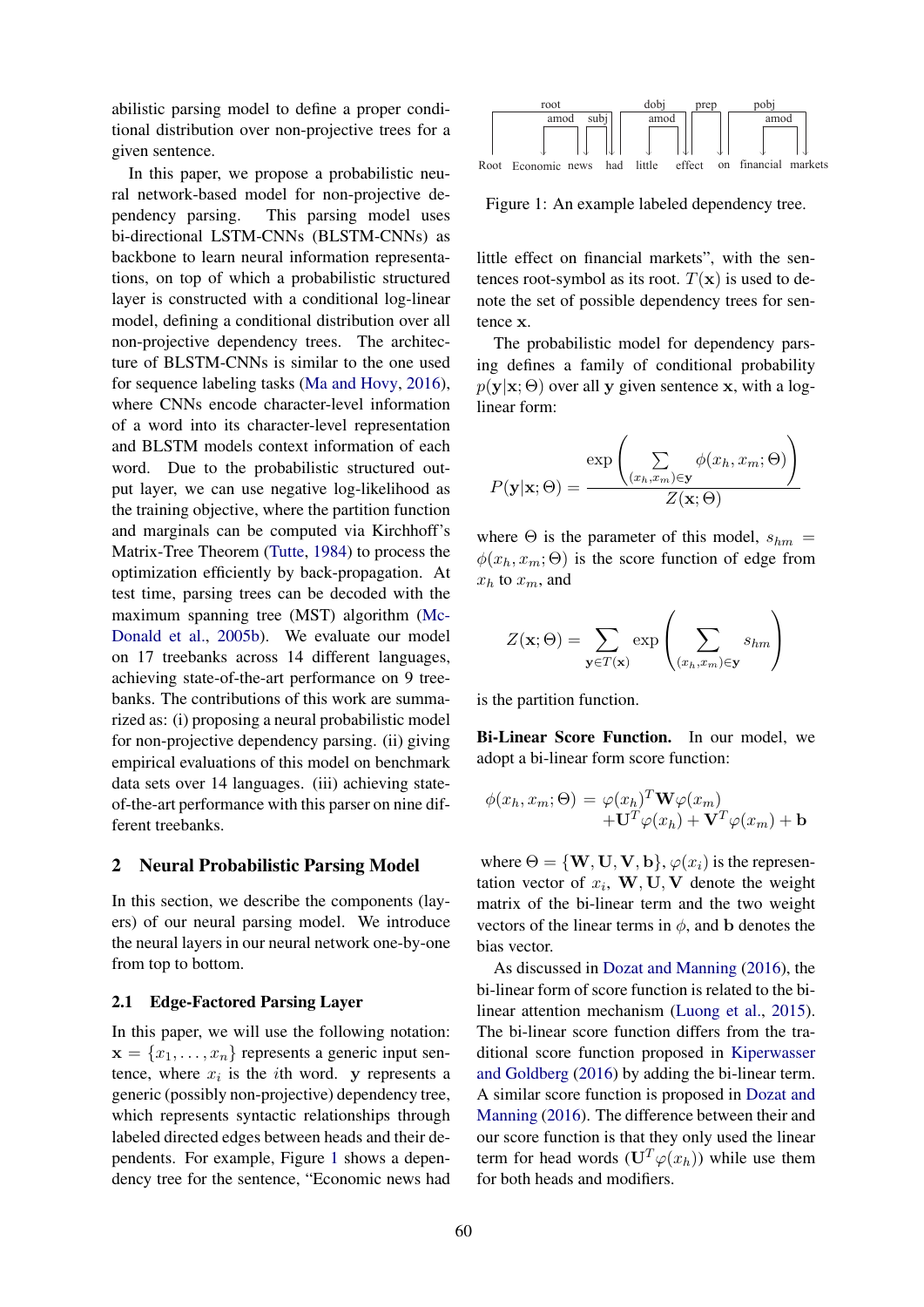abilistic parsing model to define a proper conditional distribution over non-projective trees for a given sentence.

In this paper, we propose a probabilistic neural network-based model for non-projective dependency parsing. This parsing model uses bi-directional LSTM-CNNs (BLSTM-CNNs) as backbone to learn neural information representations, on top of which a probabilistic structured layer is constructed with a conditional log-linear model, defining a conditional distribution over all non-projective dependency trees. The architecture of BLSTM-CNNs is similar to the one used for sequence labeling tasks (Ma and Hovy, 2016), where CNNs encode character-level information of a word into its character-level representation and BLSTM models context information of each word. Due to the probabilistic structured output layer, we can use negative log-likelihood as the training objective, where the partition function and marginals can be computed via Kirchhoff's Matrix-Tree Theorem (Tutte, 1984) to process the optimization efficiently by back-propagation. At test time, parsing trees can be decoded with the maximum spanning tree (MST) algorithm (McDonald et al., 2005b). We evaluate our model on 17 treebanks across 14 different languages, achieving state-of-the-art performance on 9 treebanks. The contributions of this work are summarized as: (i) proposing a neural probabilistic model for non-projective dependency parsing. (ii) giving empirical evaluations of this model on benchmark data sets over 14 languages. (iii) achieving state-of-the-art performance with this parser on nine different treebanks.

## 2 Neural Probabilistic Parsing Model

In this section, we describe the components (layers) of our neural parsing model. We introduce the neural layers in our neural network one-by-one from top to bottom.

### 2.1 Edge-Factored Parsing Layer

In this paper, we will use the following notation: $\mathbf{x} = \{x_1, \ldots, x_n\}$ represents a generic input sentence, where $x_i$ is the $i$th word. $\mathbf{y}$ represents a generic (possibly non-projective) dependency tree, which represents syntactic relationships through labeled directed edges between heads and their dependents. For example, Figure 1 shows a dependency tree for the sentence, "Economic news had little effect on financial markets", with the sentences root-symbol as its root. $T(\mathbf{x})$ is used to denote the set of possible dependency trees for sentence $\mathbf{x}$.

Root Economic news had little effect on financial markets (arcs: root, amod, subj, dobj, amod, prep, pobj, amod)

Figure 1: An example labeled dependency tree.

The probabilistic model for dependency parsing defines a family of conditional probability $p(\mathbf{y}|\mathbf{x}; \Theta)$ over all $\mathbf{y}$ given sentence $\mathbf{x}$, with a log-linear form:

$$P(\mathbf{y}|\mathbf{x}; \Theta) = \frac{\exp\left(\sum\limits_{(x_h, x_m) \in \mathbf{y}} \phi(x_h, x_m; \Theta)\right)}{Z(\mathbf{x}; \Theta)}$$

where $\Theta$ is the parameter of this model, $s_{hm} = \phi(x_h, x_m; \Theta)$ is the score function of edge from $x_h$ to $x_m$, and

$$Z(\mathbf{x}; \Theta) = \sum_{\mathbf{y} \in T(\mathbf{x})} \exp\left(\sum_{(x_h, x_m) \in \mathbf{y}} s_{hm}\right)$$

is the partition function.

**Bi-Linear Score Function.** In our model, we adopt a bi-linear form score function:

$$\phi(x_h, x_m; \Theta) = \varphi(x_h)^T \mathbf{W} \varphi(x_m) + \mathbf{U}^T \varphi(x_h) + \mathbf{V}^T \varphi(x_m) + \mathbf{b}$$

where $\Theta = \{\mathbf{W}, \mathbf{U}, \mathbf{V}, \mathbf{b}\}$, $\varphi(x_i)$ is the representation vector of $x_i$, $\mathbf{W}, \mathbf{U}, \mathbf{V}$ denote the weight matrix of the bi-linear term and the two weight vectors of the linear terms in $\phi$, and $\mathbf{b}$ denotes the bias vector.

As discussed in Dozat and Manning (2016), the bi-linear form of score function is related to the bi-linear attention mechanism (Luong et al., 2015). The bi-linear score function differs from the traditional score function proposed in Kiperwasser and Goldberg (2016) by adding the bi-linear term. A similar score function is proposed in Dozat and Manning (2016). The difference between their and our score function is that they only used the linear term for head words ($\mathbf{U}^T \varphi(x_h)$) while use them for both heads and modifiers.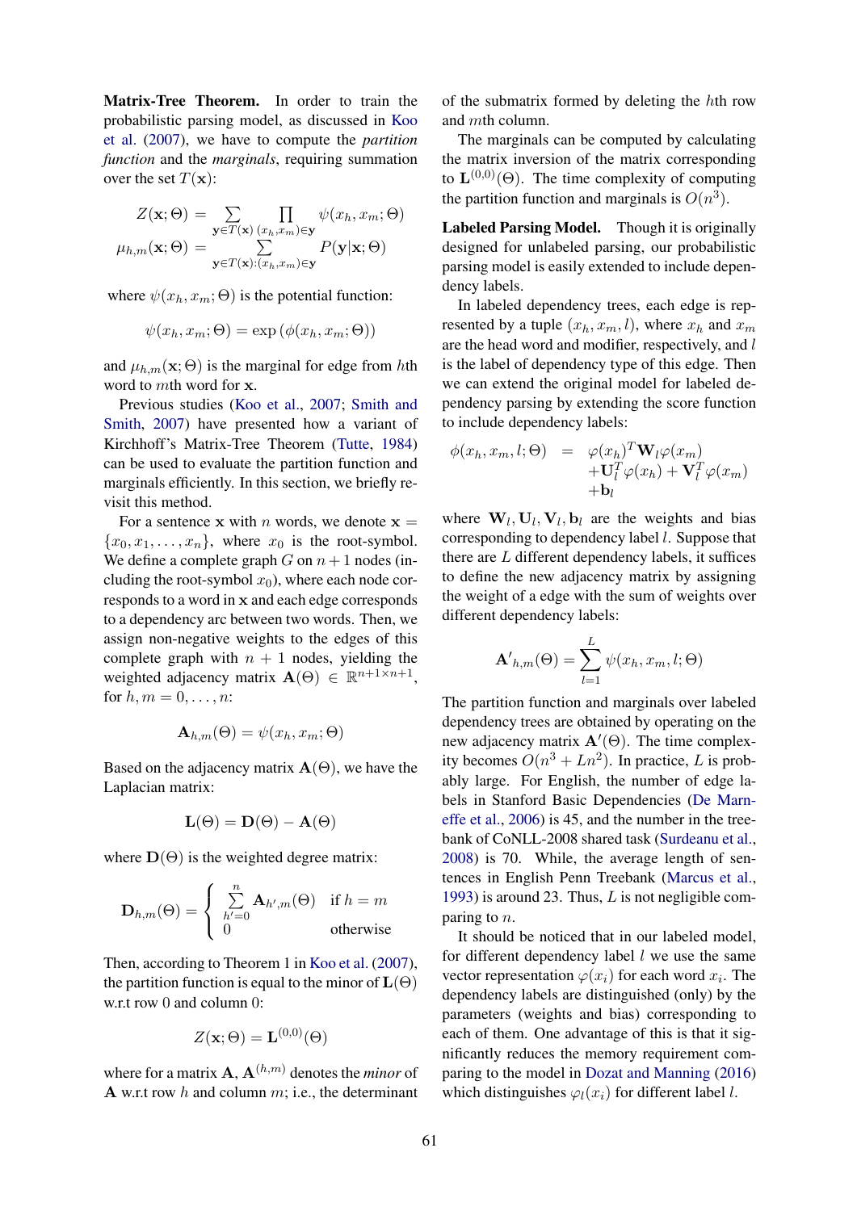**Matrix-Tree Theorem.** In order to train the probabilistic parsing model, as discussed in Koo et al. (2007), we have to compute the *partition function* and the *marginals*, requiring summation over the set $T(\mathbf{x})$:

$$
\begin{aligned}
Z(\mathbf{x}; \Theta) &= \sum_{\mathbf{y} \in T(\mathbf{x})} \prod_{(x_h, x_m) \in \mathbf{y}} \psi(x_h, x_m; \Theta) \\
\mu_{h,m}(\mathbf{x}; \Theta) &= \sum_{\mathbf{y} \in T(\mathbf{x}) : (x_h, x_m) \in \mathbf{y}} P(\mathbf{y}|\mathbf{x}; \Theta)
\end{aligned}
$$

where $\psi(x_h, x_m; \Theta)$ is the potential function:

$$
\psi(x_h, x_m; \Theta) = \exp\left(\phi(x_h, x_m; \Theta)\right)
$$

and $\mu_{h,m}(\mathbf{x}; \Theta)$ is the marginal for edge from $h$th word to $m$th word for $\mathbf{x}$.

Previous studies (Koo et al., 2007; Smith and Smith, 2007) have presented how a variant of Kirchhoff's Matrix-Tree Theorem (Tutte, 1984) can be used to evaluate the partition function and marginals efficiently. In this section, we briefly revisit this method.

For a sentence $\mathbf{x}$ with $n$ words, we denote $\mathbf{x} = \{x_0, x_1, \ldots, x_n\}$, where $x_0$ is the root-symbol. We define a complete graph $G$ on $n+1$ nodes (including the root-symbol $x_0$), where each node corresponds to a word in $\mathbf{x}$ and each edge corresponds to a dependency arc between two words. Then, we assign non-negative weights to the edges of this complete graph with $n + 1$ nodes, yielding the weighted adjacency matrix $\mathbf{A}(\Theta) \in \mathbb{R}^{n+1 \times n+1}$, for $h, m = 0, \ldots, n$:

$$
\mathbf{A}_{h,m}(\Theta) = \psi(x_h, x_m; \Theta)
$$

Based on the adjacency matrix $\mathbf{A}(\Theta)$, we have the Laplacian matrix:

$$
\mathbf{L}(\Theta) = \mathbf{D}(\Theta) - \mathbf{A}(\Theta)
$$

where $\mathbf{D}(\Theta)$ is the weighted degree matrix:

$$
\mathbf{D}_{h,m}(\Theta) = \begin{cases} \sum\limits_{h'=0}^{n} \mathbf{A}_{h',m}(\Theta) & \text{if } h = m \\ 0 & \text{otherwise} \end{cases}
$$

Then, according to Theorem 1 in Koo et al. (2007), the partition function is equal to the minor of $\mathbf{L}(\Theta)$ w.r.t row 0 and column 0:

$$
Z(\mathbf{x}; \Theta) = \mathbf{L}^{(0,0)}(\Theta)
$$

where for a matrix $\mathbf{A}$, $\mathbf{A}^{(h,m)}$ denotes the *minor* of $\mathbf{A}$ w.r.t row $h$ and column $m$; i.e., the determinant of the submatrix formed by deleting the $h$th row and $m$th column.

The marginals can be computed by calculating the matrix inversion of the matrix corresponding to $\mathbf{L}^{(0,0)}(\Theta)$. The time complexity of computing the partition function and marginals is $O(n^3)$.

**Labeled Parsing Model.** Though it is originally designed for unlabeled parsing, our probabilistic parsing model is easily extended to include dependency labels.

In labeled dependency trees, each edge is represented by a tuple $(x_h, x_m, l)$, where $x_h$ and $x_m$ are the head word and modifier, respectively, and $l$ is the label of dependency type of this edge. Then we can extend the original model for labeled dependency parsing by extending the score function to include dependency labels:

$$
\begin{aligned}
\phi(x_h, x_m, l; \Theta) \quad = \quad & \varphi(x_h)^T \mathbf{W}_l \varphi(x_m) \\
& + \mathbf{U}_l^T \varphi(x_h) + \mathbf{V}_l^T \varphi(x_m) \\
& + \mathbf{b}_l
\end{aligned}
$$

where $\mathbf{W}_l, \mathbf{U}_l, \mathbf{V}_l, \mathbf{b}_l$ are the weights and bias corresponding to dependency label $l$. Suppose that there are $L$ different dependency labels, it suffices to define the new adjacency matrix by assigning the weight of a edge with the sum of weights over different dependency labels:

$$
\mathbf{A'}_{h,m}(\Theta) = \sum_{l=1}^{L} \psi(x_h, x_m, l; \Theta)
$$

The partition function and marginals over labeled dependency trees are obtained by operating on the new adjacency matrix $\mathbf{A'}(\Theta)$. The time complexity becomes $O(n^3 + Ln^2)$. In practice, $L$ is probably large. For English, the number of edge labels in Stanford Basic Dependencies (De Marneffe et al., 2006) is 45, and the number in the treebank of CoNLL-2008 shared task (Surdeanu et al., 2008) is 70. While, the average length of sentences in English Penn Treebank (Marcus et al., 1993) is around 23. Thus, $L$ is not negligible comparing to $n$.

It should be noticed that in our labeled model, for different dependency label $l$ we use the same vector representation $\varphi(x_i)$ for each word $x_i$. The dependency labels are distinguished (only) by the parameters (weights and bias) corresponding to each of them. One advantage of this is that it significantly reduces the memory requirement comparing to the model in Dozat and Manning (2016) which distinguishes $\varphi_l(x_i)$ for different label $l$.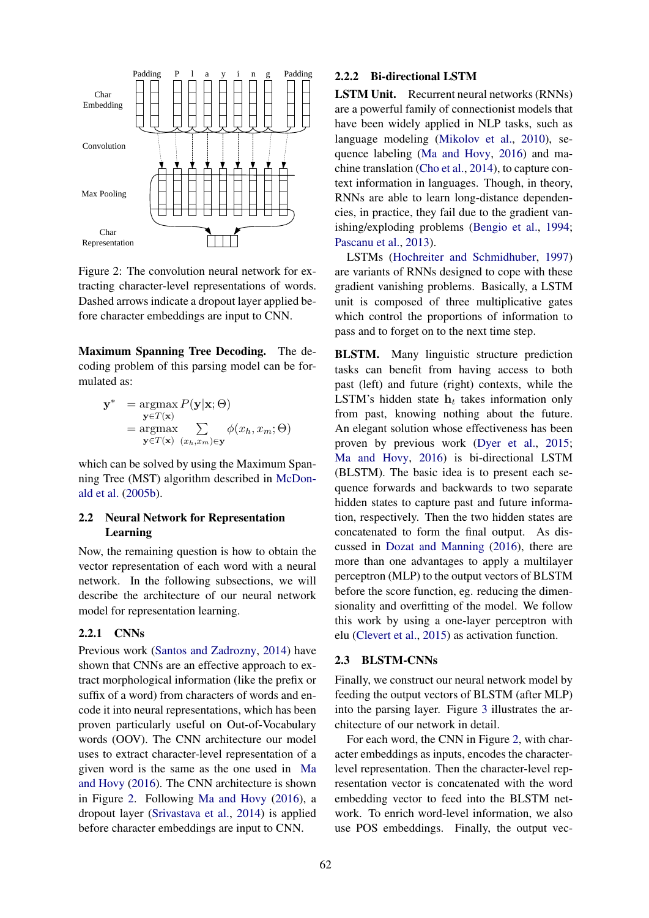Figure 2: The convolution neural network for extracting character-level representations of words. Dashed arrows indicate a dropout layer applied before character embeddings are input to CNN.

**Maximum Spanning Tree Decoding.** The decoding problem of this parsing model can be formulated as:

$$\begin{aligned}\mathbf{y}^* &= \underset{\mathbf{y} \in T(\mathbf{x})}{\operatorname{argmax}}\, P(\mathbf{y}|\mathbf{x}; \Theta) \\ &= \underset{\mathbf{y} \in T(\mathbf{x})}{\operatorname{argmax}} \sum_{(x_h, x_m) \in \mathbf{y}} \phi(x_h, x_m; \Theta)\end{aligned}$$

which can be solved by using the Maximum Spanning Tree (MST) algorithm described in McDonald et al. (2005b).

## 2.2 Neural Network for Representation Learning

Now, the remaining question is how to obtain the vector representation of each word with a neural network. In the following subsections, we will describe the architecture of our neural network model for representation learning.

### 2.2.1 CNNs

Previous work (Santos and Zadrozny, 2014) have shown that CNNs are an effective approach to extract morphological information (like the prefix or suffix of a word) from characters of words and encode it into neural representations, which has been proven particularly useful on Out-of-Vocabulary words (OOV). The CNN architecture our model uses to extract character-level representation of a given word is the same as the one used in Ma and Hovy (2016). The CNN architecture is shown in Figure 2. Following Ma and Hovy (2016), a dropout layer (Srivastava et al., 2014) is applied before character embeddings are input to CNN.

### 2.2.2 Bi-directional LSTM

**LSTM Unit.** Recurrent neural networks (RNNs) are a powerful family of connectionist models that have been widely applied in NLP tasks, such as language modeling (Mikolov et al., 2010), sequence labeling (Ma and Hovy, 2016) and machine translation (Cho et al., 2014), to capture context information in languages. Though, in theory, RNNs are able to learn long-distance dependencies, in practice, they fail due to the gradient vanishing/exploding problems (Bengio et al., 1994; Pascanu et al., 2013).

LSTMs (Hochreiter and Schmidhuber, 1997) are variants of RNNs designed to cope with these gradient vanishing problems. Basically, a LSTM unit is composed of three multiplicative gates which control the proportions of information to pass and to forget on to the next time step.

**BLSTM.** Many linguistic structure prediction tasks can benefit from having access to both past (left) and future (right) contexts, while the LSTM's hidden state $\mathbf{h}_t$ takes information only from past, knowing nothing about the future. An elegant solution whose effectiveness has been proven by previous work (Dyer et al., 2015; Ma and Hovy, 2016) is bi-directional LSTM (BLSTM). The basic idea is to present each sequence forwards and backwards to two separate hidden states to capture past and future information, respectively. Then the two hidden states are concatenated to form the final output. As discussed in Dozat and Manning (2016), there are more than one advantages to apply a multilayer perceptron (MLP) to the output vectors of BLSTM before the score function, eg. reducing the dimensionality and overfitting of the model. We follow this work by using a one-layer perceptron with elu (Clevert et al., 2015) as activation function.

## 2.3 BLSTM-CNNs

Finally, we construct our neural network model by feeding the output vectors of BLSTM (after MLP) into the parsing layer. Figure 3 illustrates the architecture of our network in detail.

For each word, the CNN in Figure 2, with character embeddings as inputs, encodes the character-level representation. Then the character-level representation vector is concatenated with the word embedding vector to feed into the BLSTM network. To enrich word-level information, we also use POS embeddings. Finally, the output vec-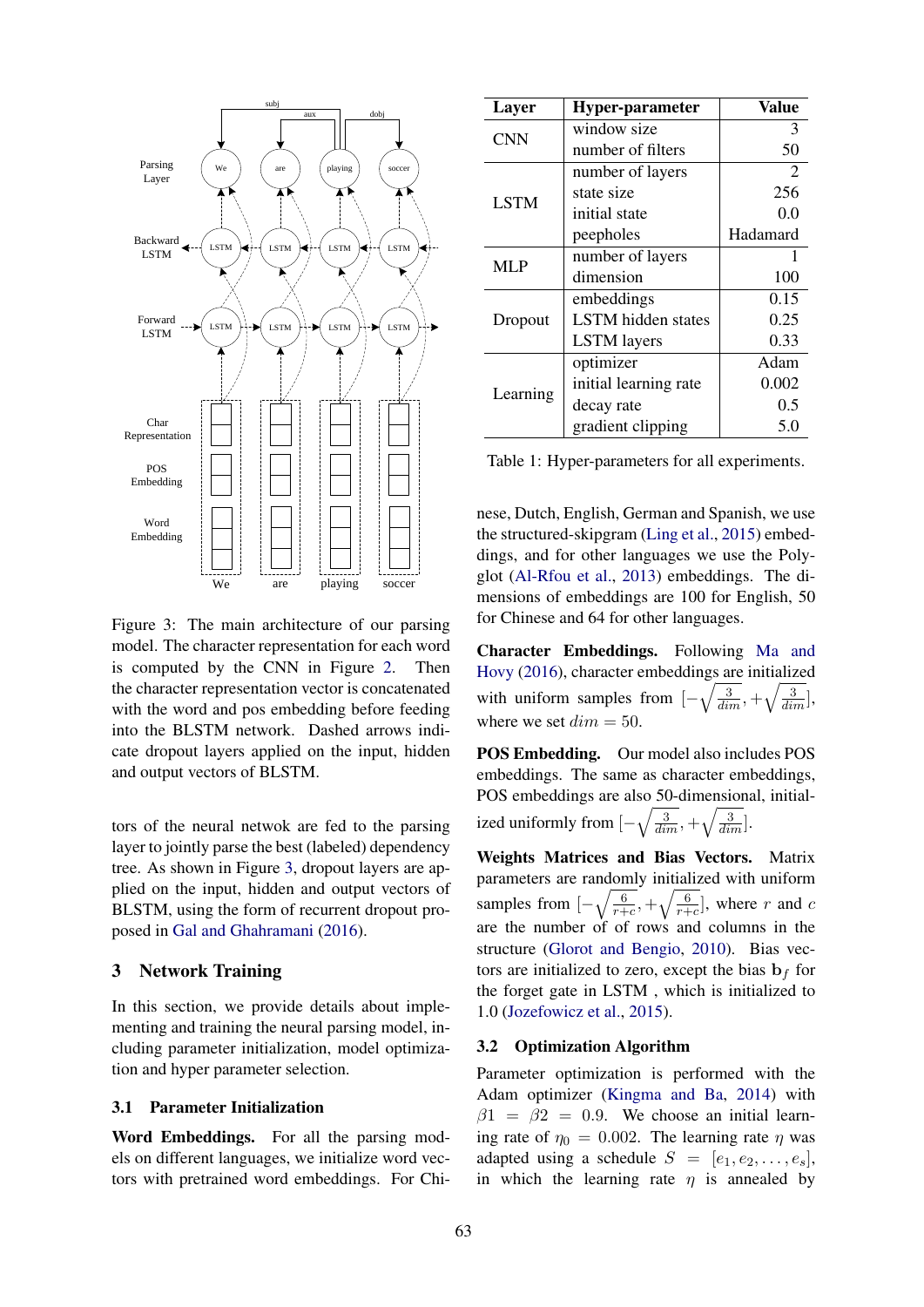Figure 3: The main architecture of our parsing model. The character representation for each word is computed by the CNN in Figure 2. Then the character representation vector is concatenated with the word and pos embedding before feeding into the BLSTM network. Dashed arrows indicate dropout layers applied on the input, hidden and output vectors of BLSTM.

tors of the neural netwok are fed to the parsing layer to jointly parse the best (labeled) dependency tree. As shown in Figure 3, dropout layers are applied on the input, hidden and output vectors of BLSTM, using the form of recurrent dropout proposed in Gal and Ghahramani (2016).

## 3 Network Training

In this section, we provide details about implementing and training the neural parsing model, including parameter initialization, model optimization and hyper parameter selection.

### 3.1 Parameter Initialization

**Word Embeddings.** For all the parsing models on different languages, we initialize word vectors with pretrained word embeddings. For Chinese, Dutch, English, German and Spanish, we use the structured-skipgram (Ling et al., 2015) embeddings, and for other languages we use the Polyglot (Al-Rfou et al., 2013) embeddings. The dimensions of embeddings are 100 for English, 50 for Chinese and 64 for other languages.

| Layer | Hyper-parameter | Value |
|---|---|---|
| CNN | window size | 3 |
| | number of filters | 50 |
| LSTM | number of layers | 2 |
| | state size | 256 |
| | initial state | 0.0 |
| | peepholes | Hadamard |
| MLP | number of layers | 1 |
| | dimension | 100 |
| Dropout | embeddings | 0.15 |
| | LSTM hidden states | 0.25 |
| | LSTM layers | 0.33 |
| Learning | optimizer | Adam |
| | initial learning rate | 0.002 |
| | decay rate | 0.5 |
| | gradient clipping | 5.0 |

Table 1: Hyper-parameters for all experiments.

**Character Embeddings.** Following Ma and Hovy (2016), character embeddings are initialized with uniform samples from $[-\sqrt{\frac{3}{dim}}, +\sqrt{\frac{3}{dim}}]$, where we set $dim = 50$.

**POS Embedding.** Our model also includes POS embeddings. The same as character embeddings, POS embeddings are also 50-dimensional, initialized uniformly from $[-\sqrt{\frac{3}{dim}}, +\sqrt{\frac{3}{dim}}]$.

**Weights Matrices and Bias Vectors.** Matrix parameters are randomly initialized with uniform samples from $[-\sqrt{\frac{6}{r+c}}, +\sqrt{\frac{6}{r+c}}]$, where $r$ and $c$ are the number of of rows and columns in the structure (Glorot and Bengio, 2010). Bias vectors are initialized to zero, except the bias $\mathbf{b}_f$ for the forget gate in LSTM , which is initialized to 1.0 (Jozefowicz et al., 2015).

### 3.2 Optimization Algorithm

Parameter optimization is performed with the Adam optimizer (Kingma and Ba, 2014) with $\beta1 = \beta2 = 0.9$. We choose an initial learning rate of $\eta_0 = 0.002$. The learning rate $\eta$ was adapted using a schedule $S = [e_1, e_2, \ldots, e_s]$, in which the learning rate $\eta$ is annealed by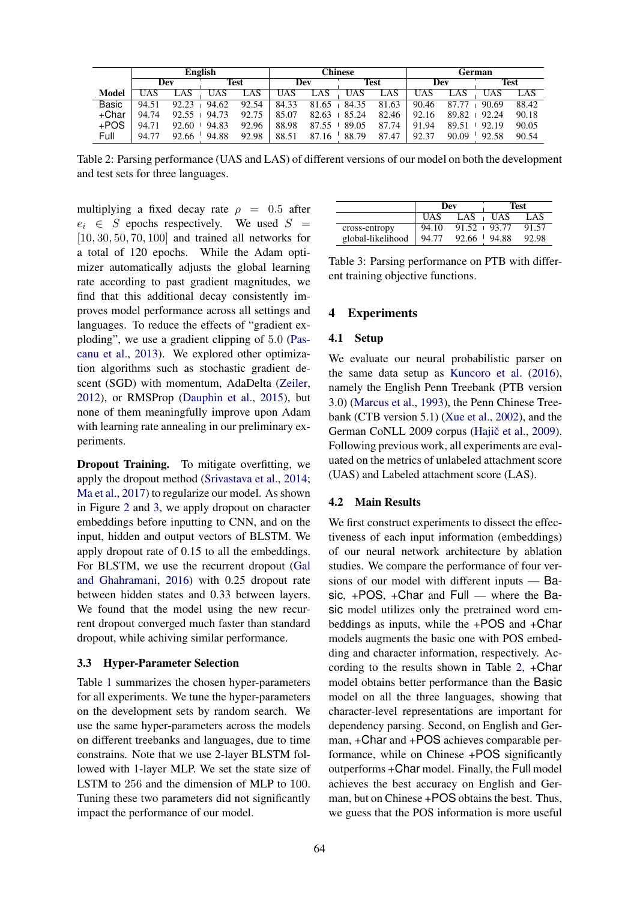| | English | | | | Chinese | | | | German | | | |
|---|---|---|---|---|---|---|---|---|---|---|---|---|
| | Dev | | Test | | Dev | | Test | | Dev | | Test | |
| Model | UAS | LAS | UAS | LAS | UAS | LAS | UAS | LAS | UAS | LAS | UAS | LAS |
| Basic | 94.51 | 92.23 | 94.62 | 92.54 | 84.33 | 81.65 | 84.35 | 81.63 | 90.46 | 87.77 | 90.69 | 88.42 |
| +Char | 94.74 | 92.55 | 94.73 | 92.75 | 85.07 | 82.63 | 85.24 | 82.46 | 92.16 | 89.82 | 92.24 | 90.18 |
| +POS | 94.71 | 92.60 | 94.83 | 92.96 | 88.98 | 87.55 | 89.05 | 87.74 | 91.94 | 89.51 | 92.19 | 90.05 |
| Full | 94.77 | 92.66 | 94.88 | 92.98 | 88.51 | 87.16 | 88.79 | 87.47 | 92.37 | 90.09 | 92.58 | 90.54 |

Table 2: Parsing performance (UAS and LAS) of different versions of our model on both the development and test sets for three languages.

multiplying a fixed decay rate $\rho = 0.5$ after $e_i \in S$ epochs respectively. We used $S = [10, 30, 50, 70, 100]$ and trained all networks for a total of 120 epochs. While the Adam optimizer automatically adjusts the global learning rate according to past gradient magnitudes, we find that this additional decay consistently improves model performance across all settings and languages. To reduce the effects of "gradient exploding", we use a gradient clipping of 5.0 (Pascanu et al., 2013). We explored other optimization algorithms such as stochastic gradient descent (SGD) with momentum, AdaDelta (Zeiler, 2012), or RMSProp (Dauphin et al., 2015), but none of them meaningfully improve upon Adam with learning rate annealing in our preliminary experiments.

**Dropout Training.** To mitigate overfitting, we apply the dropout method (Srivastava et al., 2014; Ma et al., 2017) to regularize our model. As shown in Figure 2 and 3, we apply dropout on character embeddings before inputting to CNN, and on the input, hidden and output vectors of BLSTM. We apply dropout rate of 0.15 to all the embeddings. For BLSTM, we use the recurrent dropout (Gal and Ghahramani, 2016) with 0.25 dropout rate between hidden states and 0.33 between layers. We found that the model using the new recurrent dropout converged much faster than standard dropout, while achiving similar performance.

### 3.3 Hyper-Parameter Selection

Table 1 summarizes the chosen hyper-parameters for all experiments. We tune the hyper-parameters on the development sets by random search. We use the same hyper-parameters across the models on different treebanks and languages, due to time constrains. Note that we use 2-layer BLSTM followed with 1-layer MLP. We set the state size of LSTM to 256 and the dimension of MLP to 100. Tuning these two parameters did not significantly impact the performance of our model.

| | Dev | | Test | |
|---|---|---|---|---|
| | UAS | LAS | UAS | LAS |
| cross-entropy | 94.10 | 91.52 | 93.77 | 91.57 |
| global-likelihood | 94.77 | 92.66 | 94.88 | 92.98 |

Table 3: Parsing performance on PTB with different training objective functions.

## 4 Experiments

### 4.1 Setup

We evaluate our neural probabilistic parser on the same data setup as Kuncoro et al. (2016), namely the English Penn Treebank (PTB version 3.0) (Marcus et al., 1993), the Penn Chinese Treebank (CTB version 5.1) (Xue et al., 2002), and the German CoNLL 2009 corpus (Hajič et al., 2009). Following previous work, all experiments are evaluated on the metrics of unlabeled attachment score (UAS) and Labeled attachment score (LAS).

### 4.2 Main Results

We first construct experiments to dissect the effectiveness of each input information (embeddings) of our neural network architecture by ablation studies. We compare the performance of four versions of our model with different inputs — Basic, +POS, +Char and Full — where the Basic model utilizes only the pretrained word embeddings as inputs, while the +POS and +Char models augments the basic one with POS embedding and character information, respectively. According to the results shown in Table 2, +Char model obtains better performance than the Basic model on all the three languages, showing that character-level representations are important for dependency parsing. Second, on English and German, +Char and +POS achieves comparable performance, while on Chinese +POS significantly outperforms +Char model. Finally, the Full model achieves the best accuracy on English and German, but on Chinese +POS obtains the best. Thus, we guess that the POS information is more useful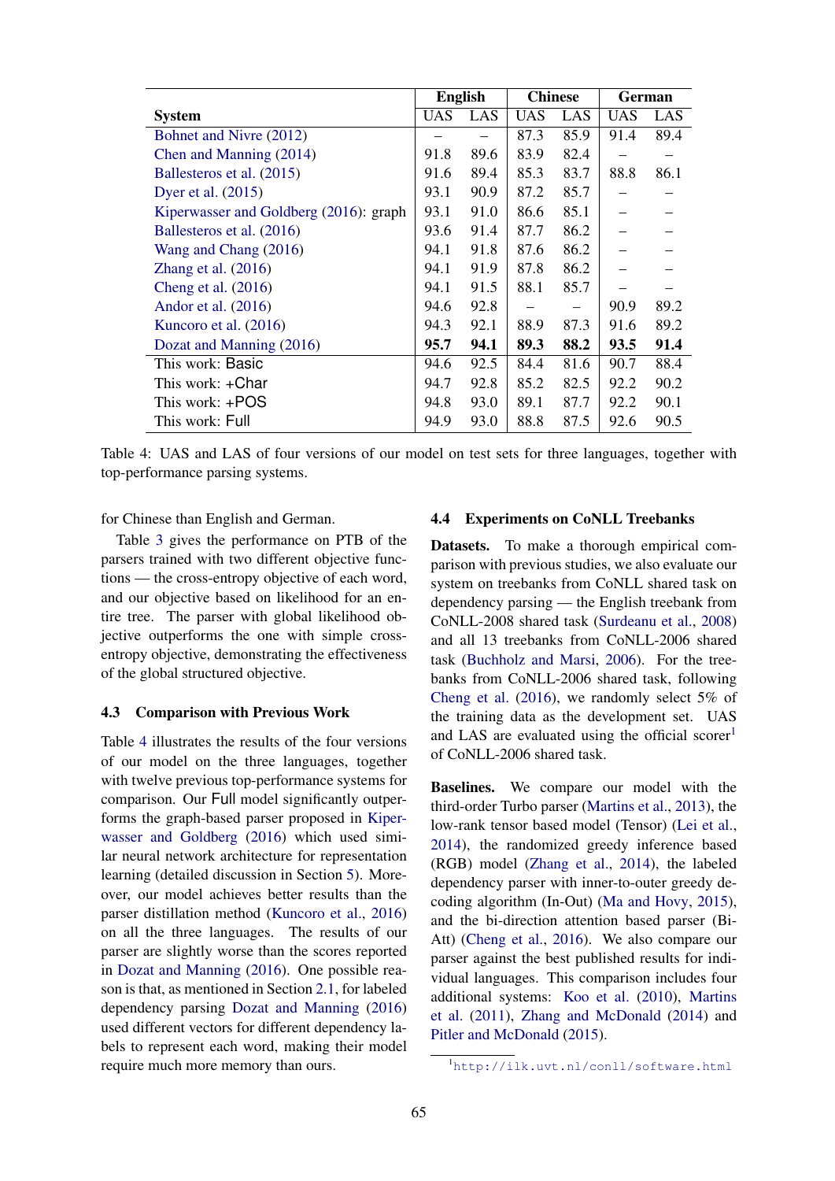| System | English | | Chinese | | German | |
|---|---|---|---|---|---|---|
| | UAS | LAS | UAS | LAS | UAS | LAS |
| Bohnet and Nivre (2012) | – | – | 87.3 | 85.9 | 91.4 | 89.4 |
| Chen and Manning (2014) | 91.8 | 89.6 | 83.9 | 82.4 | – | – |
| Ballesteros et al. (2015) | 91.6 | 89.4 | 85.3 | 83.7 | 88.8 | 86.1 |
| Dyer et al. (2015) | 93.1 | 90.9 | 87.2 | 85.7 | – | – |
| Kiperwasser and Goldberg (2016): graph | 93.1 | 91.0 | 86.6 | 85.1 | – | – |
| Ballesteros et al. (2016) | 93.6 | 91.4 | 87.7 | 86.2 | – | – |
| Wang and Chang (2016) | 94.1 | 91.8 | 87.6 | 86.2 | – | – |
| Zhang et al. (2016) | 94.1 | 91.9 | 87.8 | 86.2 | – | – |
| Cheng et al. (2016) | 94.1 | 91.5 | 88.1 | 85.7 | – | – |
| Andor et al. (2016) | 94.6 | 92.8 | – | – | 90.9 | 89.2 |
| Kuncoro et al. (2016) | 94.3 | 92.1 | 88.9 | 87.3 | 91.6 | 89.2 |
| Dozat and Manning (2016) | **95.7** | **94.1** | **89.3** | **88.2** | **93.5** | **91.4** |
| This work: Basic | 94.6 | 92.5 | 84.4 | 81.6 | 90.7 | 88.4 |
| This work: +Char | 94.7 | 92.8 | 85.2 | 82.5 | 92.2 | 90.2 |
| This work: +POS | 94.8 | 93.0 | 89.1 | 87.7 | 92.2 | 90.1 |
| This work: Full | 94.9 | 93.0 | 88.8 | 87.5 | 92.6 | 90.5 |

Table 4: UAS and LAS of four versions of our model on test sets for three languages, together with top-performance parsing systems.

for Chinese than English and German.

Table 3 gives the performance on PTB of the parsers trained with two different objective functions — the cross-entropy objective of each word, and our objective based on likelihood for an entire tree. The parser with global likelihood objective outperforms the one with simple cross-entropy objective, demonstrating the effectiveness of the global structured objective.

### 4.3 Comparison with Previous Work

Table 4 illustrates the results of the four versions of our model on the three languages, together with twelve previous top-performance systems for comparison. Our Full model significantly outperforms the graph-based parser proposed in Kiperwasser and Goldberg (2016) which used similar neural network architecture for representation learning (detailed discussion in Section 5). Moreover, our model achieves better results than the parser distillation method (Kuncoro et al., 2016) on all the three languages. The results of our parser are slightly worse than the scores reported in Dozat and Manning (2016). One possible reason is that, as mentioned in Section 2.1, for labeled dependency parsing Dozat and Manning (2016) used different vectors for different dependency labels to represent each word, making their model require much more memory than ours.

### 4.4 Experiments on CoNLL Treebanks

**Datasets.** To make a thorough empirical comparison with previous studies, we also evaluate our system on treebanks from CoNLL shared task on dependency parsing — the English treebank from CoNLL-2008 shared task (Surdeanu et al., 2008) and all 13 treebanks from CoNLL-2006 shared task (Buchholz and Marsi, 2006). For the treebanks from CoNLL-2006 shared task, following Cheng et al. (2016), we randomly select 5% of the training data as the development set. UAS and LAS are evaluated using the official scorer[1] of CoNLL-2006 shared task.

**Baselines.** We compare our model with the third-order Turbo parser (Martins et al., 2013), the low-rank tensor based model (Tensor) (Lei et al., 2014), the randomized greedy inference based (RGB) model (Zhang et al., 2014), the labeled dependency parser with inner-to-outer greedy decoding algorithm (In-Out) (Ma and Hovy, 2015), and the bi-direction attention based parser (Bi-Att) (Cheng et al., 2016). We also compare our parser against the best published results for individual languages. This comparison includes four additional systems: Koo et al. (2010), Martins et al. (2011), Zhang and McDonald (2014) and Pitler and McDonald (2015).

[1] http://ilk.uvt.nl/conll/software.html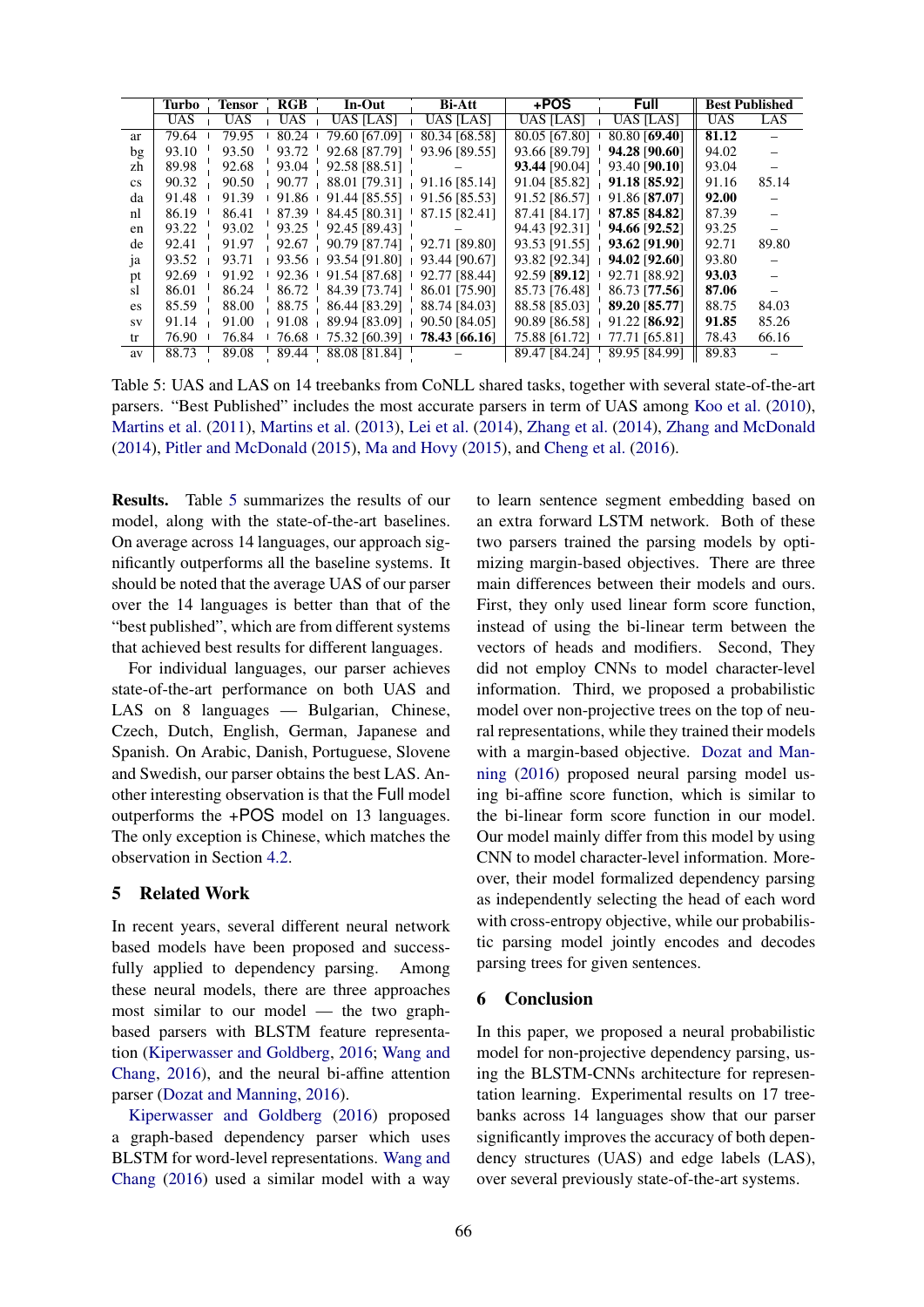| | Turbo | Tensor | RGB | In-Out | Bi-Att | +POS | Full | Best Published | |
|---|---|---|---|---|---|---|---|---|---|
| | UAS | UAS | UAS | UAS [LAS] | UAS [LAS] | UAS [LAS] | UAS [LAS] | UAS | LAS |
| ar | 79.64 | 79.95 | 80.24 | 79.60 [67.09] | 80.34 [68.58] | 80.05 [67.80] | 80.80 [**69.40**] | **81.12** | – |
| bg | 93.10 | 93.50 | 93.72 | 92.68 [87.79] | 93.96 [89.55] | 93.66 [89.79] | **94.28** [**90.60**] | 94.02 | – |
| zh | 89.98 | 92.68 | 93.04 | 92.58 [88.51] | – | **93.44** [90.04] | 93.40 [**90.10**] | 93.04 | – |
| cs | 90.32 | 90.50 | 90.77 | 88.01 [79.31] | 91.16 [85.14] | 91.04 [85.82] | **91.18** [**85.92**] | 91.16 | 85.14 |
| da | 91.48 | 91.39 | 91.86 | 91.44 [85.55] | 91.56 [85.53] | 91.52 [86.57] | 91.86 [**87.07**] | **92.00** | – |
| nl | 86.19 | 86.41 | 87.39 | 84.45 [80.31] | 87.15 [82.41] | 87.41 [84.17] | **87.85** [**84.82**] | 87.39 | – |
| en | 93.22 | 93.02 | 93.25 | 92.45 [89.43] | – | 94.43 [92.31] | **94.66** [**92.52**] | 93.25 | – |
| de | 92.41 | 91.97 | 92.67 | 90.79 [87.74] | 92.71 [89.80] | 93.53 [91.55] | **93.62** [**91.90**] | 92.71 | 89.80 |
| ja | 93.52 | 93.71 | 93.56 | 93.54 [91.80] | 93.44 [90.67] | 93.82 [92.34] | **94.02** [**92.60**] | 93.80 | – |
| pt | 92.69 | 91.92 | 92.36 | 91.54 [87.68] | 92.77 [88.44] | 92.59 [**89.12**] | 92.71 [88.92] | **93.03** | – |
| sl | 86.01 | 86.24 | 86.72 | 84.39 [73.74] | 86.01 [75.90] | 85.73 [76.48] | 86.73 [**77.56**] | **87.06** | – |
| es | 85.59 | 88.00 | 88.75 | 86.44 [83.29] | 88.74 [84.03] | 88.58 [85.03] | **89.20** [**85.77**] | 88.75 | 84.03 |
| sv | 91.14 | 91.00 | 91.08 | 89.94 [83.09] | 90.50 [84.05] | 90.89 [86.58] | 91.22 [**86.92**] | **91.85** | 85.26 |
| tr | 76.90 | 76.84 | 76.68 | 75.32 [60.39] | **78.43** [**66.16**] | 75.88 [61.72] | 77.71 [65.81] | 78.43 | 66.16 |
| av | 88.73 | 89.08 | 89.44 | 88.08 [81.84] | – | 89.47 [84.24] | 89.95 [84.99] | 89.83 | – |

Table 5: UAS and LAS on 14 treebanks from CoNLL shared tasks, together with several state-of-the-art parsers. "Best Published" includes the most accurate parsers in term of UAS among Koo et al. (2010), Martins et al. (2011), Martins et al. (2013), Lei et al. (2014), Zhang et al. (2014), Zhang and McDonald (2014), Pitler and McDonald (2015), Ma and Hovy (2015), and Cheng et al. (2016).

**Results.** Table 5 summarizes the results of our model, along with the state-of-the-art baselines. On average across 14 languages, our approach significantly outperforms all the baseline systems. It should be noted that the average UAS of our parser over the 14 languages is better than that of the "best published", which are from different systems that achieved best results for different languages.

For individual languages, our parser achieves state-of-the-art performance on both UAS and LAS on 8 languages — Bulgarian, Chinese, Czech, Dutch, English, German, Japanese and Spanish. On Arabic, Danish, Portuguese, Slovene and Swedish, our parser obtains the best LAS. Another interesting observation is that the Full model outperforms the +POS model on 13 languages. The only exception is Chinese, which matches the observation in Section 4.2.

## 5 Related Work

In recent years, several different neural network based models have been proposed and successfully applied to dependency parsing. Among these neural models, there are three approaches most similar to our model — the two graph-based parsers with BLSTM feature representation (Kiperwasser and Goldberg, 2016; Wang and Chang, 2016), and the neural bi-affine attention parser (Dozat and Manning, 2016).

Kiperwasser and Goldberg (2016) proposed a graph-based dependency parser which uses BLSTM for word-level representations. Wang and Chang (2016) used a similar model with a way to learn sentence segment embedding based on an extra forward LSTM network. Both of these two parsers trained the parsing models by optimizing margin-based objectives. There are three main differences between their models and ours. First, they only used linear form score function, instead of using the bi-linear term between the vectors of heads and modifiers. Second, They did not employ CNNs to model character-level information. Third, we proposed a probabilistic model over non-projective trees on the top of neural representations, while they trained their models with a margin-based objective. Dozat and Manning (2016) proposed neural parsing model using bi-affine score function, which is similar to the bi-linear form score function in our model. Our model mainly differ from this model by using CNN to model character-level information. Moreover, their model formalized dependency parsing as independently selecting the head of each word with cross-entropy objective, while our probabilistic parsing model jointly encodes and decodes parsing trees for given sentences.

## 6 Conclusion

In this paper, we proposed a neural probabilistic model for non-projective dependency parsing, using the BLSTM-CNNs architecture for representation learning. Experimental results on 17 treebanks across 14 languages show that our parser significantly improves the accuracy of both dependency structures (UAS) and edge labels (LAS), over several previously state-of-the-art systems.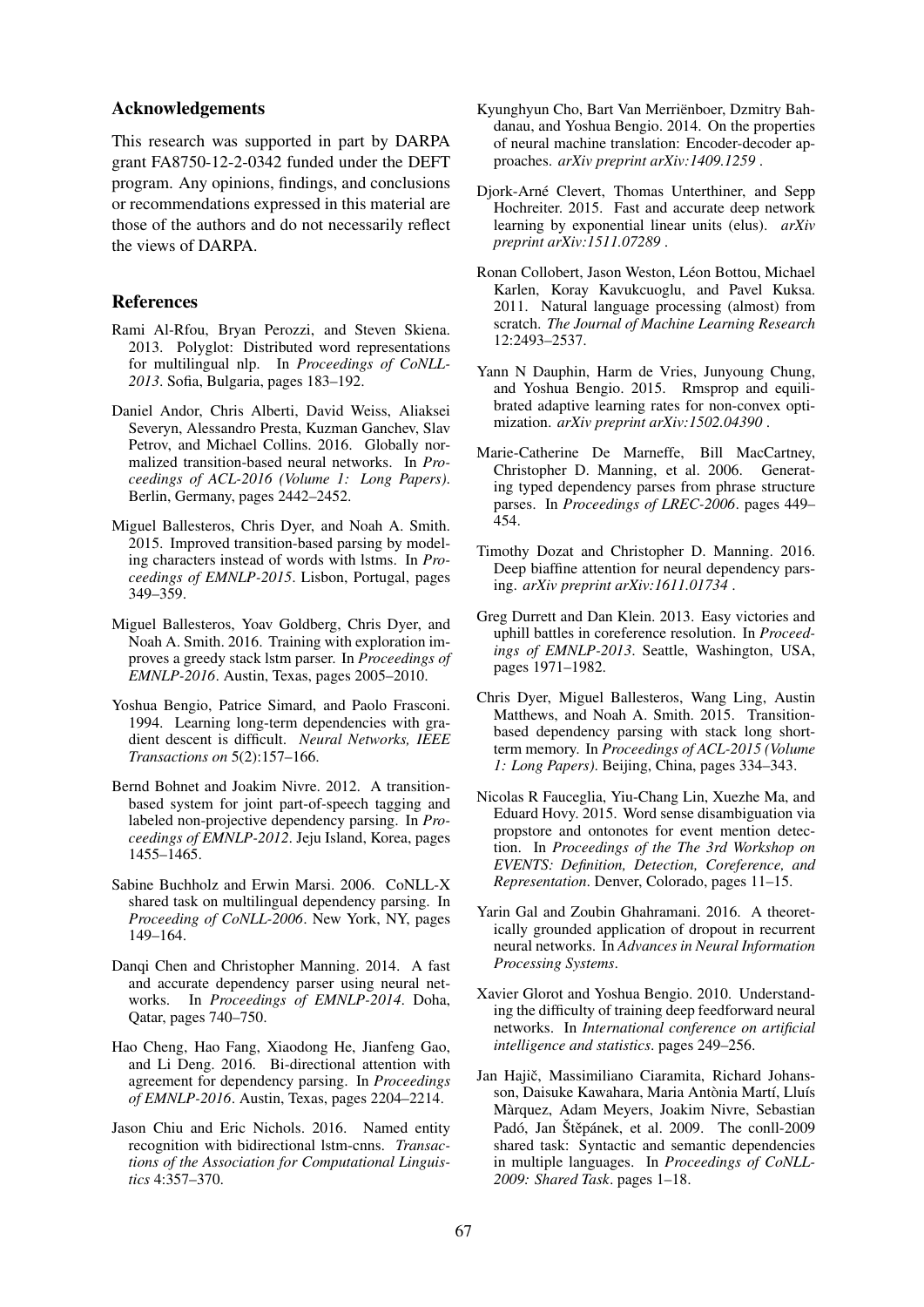## Acknowledgements

This research was supported in part by DARPA grant FA8750-12-2-0342 funded under the DEFT program. Any opinions, findings, and conclusions or recommendations expressed in this material are those of the authors and do not necessarily reflect the views of DARPA.

## References

Rami Al-Rfou, Bryan Perozzi, and Steven Skiena. 2013. Polyglot: Distributed word representations for multilingual nlp. In *Proceedings of CoNLL-2013*. Sofia, Bulgaria, pages 183–192.

Daniel Andor, Chris Alberti, David Weiss, Aliaksei Severyn, Alessandro Presta, Kuzman Ganchev, Slav Petrov, and Michael Collins. 2016. Globally normalized transition-based neural networks. In *Proceedings of ACL-2016 (Volume 1: Long Papers)*. Berlin, Germany, pages 2442–2452.

Miguel Ballesteros, Chris Dyer, and Noah A. Smith. 2015. Improved transition-based parsing by modeling characters instead of words with lstms. In *Proceedings of EMNLP-2015*. Lisbon, Portugal, pages 349–359.

Miguel Ballesteros, Yoav Goldberg, Chris Dyer, and Noah A. Smith. 2016. Training with exploration improves a greedy stack lstm parser. In *Proceedings of EMNLP-2016*. Austin, Texas, pages 2005–2010.

Yoshua Bengio, Patrice Simard, and Paolo Frasconi. 1994. Learning long-term dependencies with gradient descent is difficult. *Neural Networks, IEEE Transactions on* 5(2):157–166.

Bernd Bohnet and Joakim Nivre. 2012. A transition-based system for joint part-of-speech tagging and labeled non-projective dependency parsing. In *Proceedings of EMNLP-2012*. Jeju Island, Korea, pages 1455–1465.

Sabine Buchholz and Erwin Marsi. 2006. CoNLL-X shared task on multilingual dependency parsing. In *Proceeding of CoNLL-2006*. New York, NY, pages 149–164.

Danqi Chen and Christopher Manning. 2014. A fast and accurate dependency parser using neural networks. In *Proceedings of EMNLP-2014*. Doha, Qatar, pages 740–750.

Hao Cheng, Hao Fang, Xiaodong He, Jianfeng Gao, and Li Deng. 2016. Bi-directional attention with agreement for dependency parsing. In *Proceedings of EMNLP-2016*. Austin, Texas, pages 2204–2214.

Jason Chiu and Eric Nichols. 2016. Named entity recognition with bidirectional lstm-cnns. *Transactions of the Association for Computational Linguistics* 4:357–370.

Kyunghyun Cho, Bart Van Merriënboer, Dzmitry Bahdanau, and Yoshua Bengio. 2014. On the properties of neural machine translation: Encoder-decoder approaches. *arXiv preprint arXiv:1409.1259* .

Djork-Arné Clevert, Thomas Unterthiner, and Sepp Hochreiter. 2015. Fast and accurate deep network learning by exponential linear units (elus). *arXiv preprint arXiv:1511.07289* .

Ronan Collobert, Jason Weston, Léon Bottou, Michael Karlen, Koray Kavukcuoglu, and Pavel Kuksa. 2011. Natural language processing (almost) from scratch. *The Journal of Machine Learning Research* 12:2493–2537.

Yann N Dauphin, Harm de Vries, Junyoung Chung, and Yoshua Bengio. 2015. Rmsprop and equilibrated adaptive learning rates for non-convex optimization. *arXiv preprint arXiv:1502.04390* .

Marie-Catherine De Marneffe, Bill MacCartney, Christopher D. Manning, et al. 2006. Generating typed dependency parses from phrase structure parses. In *Proceedings of LREC-2006*. pages 449–454.

Timothy Dozat and Christopher D. Manning. 2016. Deep biaffine attention for neural dependency parsing. *arXiv preprint arXiv:1611.01734* .

Greg Durrett and Dan Klein. 2013. Easy victories and uphill battles in coreference resolution. In *Proceedings of EMNLP-2013*. Seattle, Washington, USA, pages 1971–1982.

Chris Dyer, Miguel Ballesteros, Wang Ling, Austin Matthews, and Noah A. Smith. 2015. Transition-based dependency parsing with stack long short-term memory. In *Proceedings of ACL-2015 (Volume 1: Long Papers)*. Beijing, China, pages 334–343.

Nicolas R Fauceglia, Yiu-Chang Lin, Xuezhe Ma, and Eduard Hovy. 2015. Word sense disambiguation via propstore and ontonotes for event mention detection. In *Proceedings of the The 3rd Workshop on EVENTS: Definition, Detection, Coreference, and Representation*. Denver, Colorado, pages 11–15.

Yarin Gal and Zoubin Ghahramani. 2016. A theoretically grounded application of dropout in recurrent neural networks. In *Advances in Neural Information Processing Systems*.

Xavier Glorot and Yoshua Bengio. 2010. Understanding the difficulty of training deep feedforward neural networks. In *International conference on artificial intelligence and statistics*. pages 249–256.

Jan Hajič, Massimiliano Ciaramita, Richard Johansson, Daisuke Kawahara, Maria Antònia Martí, Lluís Màrquez, Adam Meyers, Joakim Nivre, Sebastian Padó, Jan Štěpánek, et al. 2009. The conll-2009 shared task: Syntactic and semantic dependencies in multiple languages. In *Proceedings of CoNLL-2009: Shared Task*. pages 1–18.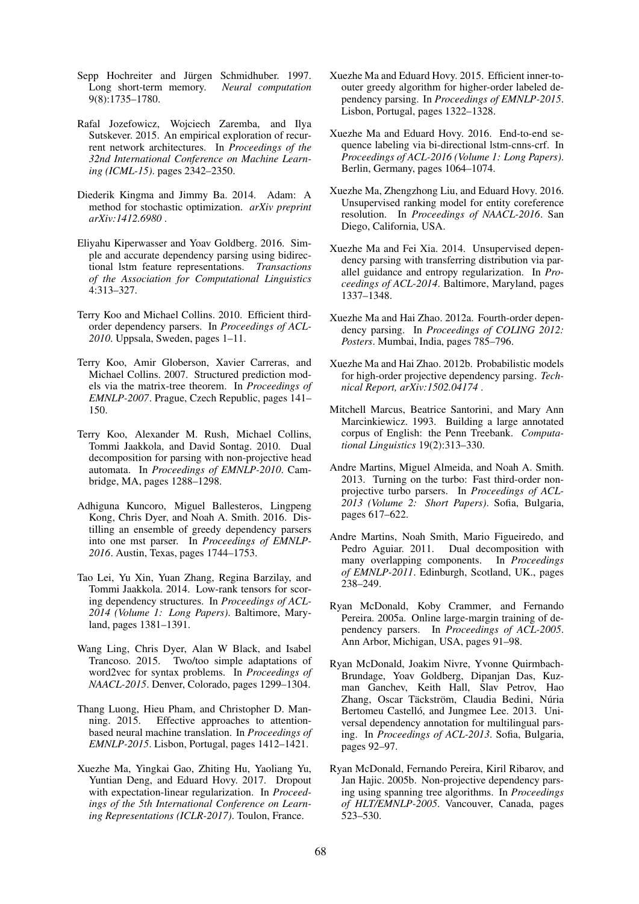Sepp Hochreiter and Jürgen Schmidhuber. 1997. Long short-term memory. *Neural computation* 9(8):1735–1780.

Rafal Jozefowicz, Wojciech Zaremba, and Ilya Sutskever. 2015. An empirical exploration of recurrent network architectures. In *Proceedings of the 32nd International Conference on Machine Learning (ICML-15)*. pages 2342–2350.

Diederik Kingma and Jimmy Ba. 2014. Adam: A method for stochastic optimization. *arXiv preprint arXiv:1412.6980* .

Eliyahu Kiperwasser and Yoav Goldberg. 2016. Simple and accurate dependency parsing using bidirectional lstm feature representations. *Transactions of the Association for Computational Linguistics* 4:313–327.

Terry Koo and Michael Collins. 2010. Efficient third-order dependency parsers. In *Proceedings of ACL-2010*. Uppsala, Sweden, pages 1–11.

Terry Koo, Amir Globerson, Xavier Carreras, and Michael Collins. 2007. Structured prediction models via the matrix-tree theorem. In *Proceedings of EMNLP-2007*. Prague, Czech Republic, pages 141–150.

Terry Koo, Alexander M. Rush, Michael Collins, Tommi Jaakkola, and David Sontag. 2010. Dual decomposition for parsing with non-projective head automata. In *Proceedings of EMNLP-2010*. Cambridge, MA, pages 1288–1298.

Adhiguna Kuncoro, Miguel Ballesteros, Lingpeng Kong, Chris Dyer, and Noah A. Smith. 2016. Distilling an ensemble of greedy dependency parsers into one mst parser. In *Proceedings of EMNLP-2016*. Austin, Texas, pages 1744–1753.

Tao Lei, Yu Xin, Yuan Zhang, Regina Barzilay, and Tommi Jaakkola. 2014. Low-rank tensors for scoring dependency structures. In *Proceedings of ACL-2014 (Volume 1: Long Papers)*. Baltimore, Maryland, pages 1381–1391.

Wang Ling, Chris Dyer, Alan W Black, and Isabel Trancoso. 2015. Two/too simple adaptations of word2vec for syntax problems. In *Proceedings of NAACL-2015*. Denver, Colorado, pages 1299–1304.

Thang Luong, Hieu Pham, and Christopher D. Manning. 2015. Effective approaches to attention-based neural machine translation. In *Proceedings of EMNLP-2015*. Lisbon, Portugal, pages 1412–1421.

Xuezhe Ma, Yingkai Gao, Zhiting Hu, Yaoliang Yu, Yuntian Deng, and Eduard Hovy. 2017. Dropout with expectation-linear regularization. In *Proceedings of the 5th International Conference on Learning Representations (ICLR-2017)*. Toulon, France.

Xuezhe Ma and Eduard Hovy. 2015. Efficient inner-to-outer greedy algorithm for higher-order labeled dependency parsing. In *Proceedings of EMNLP-2015*. Lisbon, Portugal, pages 1322–1328.

Xuezhe Ma and Eduard Hovy. 2016. End-to-end sequence labeling via bi-directional lstm-cnns-crf. In *Proceedings of ACL-2016 (Volume 1: Long Papers)*. Berlin, Germany, pages 1064–1074.

Xuezhe Ma, Zhengzhong Liu, and Eduard Hovy. 2016. Unsupervised ranking model for entity coreference resolution. In *Proceedings of NAACL-2016*. San Diego, California, USA.

Xuezhe Ma and Fei Xia. 2014. Unsupervised dependency parsing with transferring distribution via parallel guidance and entropy regularization. In *Proceedings of ACL-2014*. Baltimore, Maryland, pages 1337–1348.

Xuezhe Ma and Hai Zhao. 2012a. Fourth-order dependency parsing. In *Proceedings of COLING 2012: Posters*. Mumbai, India, pages 785–796.

Xuezhe Ma and Hai Zhao. 2012b. Probabilistic models for high-order projective dependency parsing. *Technical Report, arXiv:1502.04174* .

Mitchell Marcus, Beatrice Santorini, and Mary Ann Marcinkiewicz. 1993. Building a large annotated corpus of English: the Penn Treebank. *Computational Linguistics* 19(2):313–330.

Andre Martins, Miguel Almeida, and Noah A. Smith. 2013. Turning on the turbo: Fast third-order non-projective turbo parsers. In *Proceedings of ACL-2013 (Volume 2: Short Papers)*. Sofia, Bulgaria, pages 617–622.

Andre Martins, Noah Smith, Mario Figueiredo, and Pedro Aguiar. 2011. Dual decomposition with many overlapping components. In *Proceedings of EMNLP-2011*. Edinburgh, Scotland, UK., pages 238–249.

Ryan McDonald, Koby Crammer, and Fernando Pereira. 2005a. Online large-margin training of dependency parsers. In *Proceedings of ACL-2005*. Ann Arbor, Michigan, USA, pages 91–98.

Ryan McDonald, Joakim Nivre, Yvonne Quirmbach-Brundage, Yoav Goldberg, Dipanjan Das, Kuzman Ganchev, Keith Hall, Slav Petrov, Hao Zhang, Oscar Täckström, Claudia Bedini, Núria Bertomeu Castelló, and Jungmee Lee. 2013. Universal dependency annotation for multilingual parsing. In *Proceedings of ACL-2013*. Sofia, Bulgaria, pages 92–97.

Ryan McDonald, Fernando Pereira, Kiril Ribarov, and Jan Hajic. 2005b. Non-projective dependency parsing using spanning tree algorithms. In *Proceedings of HLT/EMNLP-2005*. Vancouver, Canada, pages 523–530.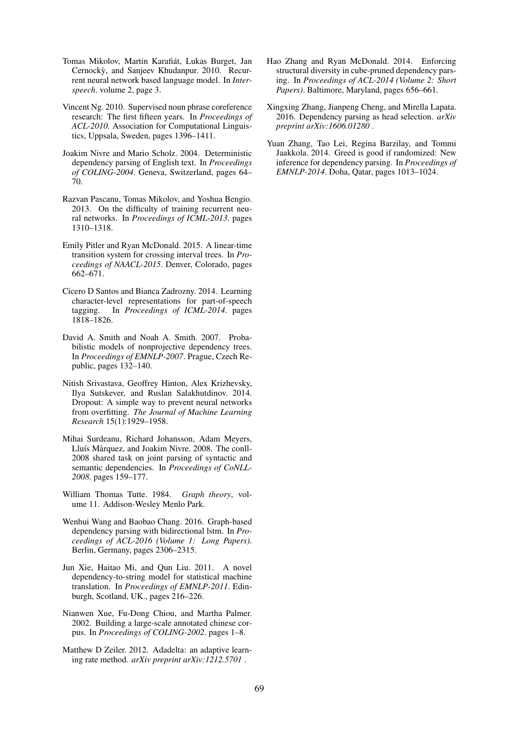Tomas Mikolov, Martin Karafiát, Lukas Burget, Jan Cernockỳ, and Sanjeev Khudanpur. 2010. Recurrent neural network based language model. In *Interspeech*. volume 2, page 3.

Vincent Ng. 2010. Supervised noun phrase coreference research: The first fifteen years. In *Proceedings of ACL-2010*. Association for Computational Linguistics, Uppsala, Sweden, pages 1396–1411.

Joakim Nivre and Mario Scholz. 2004. Deterministic dependency parsing of English text. In *Proceedings of COLING-2004*. Geneva, Switzerland, pages 64–70.

Razvan Pascanu, Tomas Mikolov, and Yoshua Bengio. 2013. On the difficulty of training recurrent neural networks. In *Proceedings of ICML-2013*. pages 1310–1318.

Emily Pitler and Ryan McDonald. 2015. A linear-time transition system for crossing interval trees. In *Proceedings of NAACL-2015*. Denver, Colorado, pages 662–671.

Cicero D Santos and Bianca Zadrozny. 2014. Learning character-level representations for part-of-speech tagging. In *Proceedings of ICML-2014*. pages 1818–1826.

David A. Smith and Noah A. Smith. 2007. Probabilistic models of nonprojective dependency trees. In *Proceedings of EMNLP-2007*. Prague, Czech Republic, pages 132–140.

Nitish Srivastava, Geoffrey Hinton, Alex Krizhevsky, Ilya Sutskever, and Ruslan Salakhutdinov. 2014. Dropout: A simple way to prevent neural networks from overfitting. *The Journal of Machine Learning Research* 15(1):1929–1958.

Mihai Surdeanu, Richard Johansson, Adam Meyers, Lluís Màrquez, and Joakim Nivre. 2008. The conll-2008 shared task on joint parsing of syntactic and semantic dependencies. In *Proceedings of CoNLL-2008*. pages 159–177.

William Thomas Tutte. 1984. *Graph theory*, volume 11. Addison-Wesley Menlo Park.

Wenhui Wang and Baobao Chang. 2016. Graph-based dependency parsing with bidirectional lstm. In *Proceedings of ACL-2016 (Volume 1: Long Papers)*. Berlin, Germany, pages 2306–2315.

Jun Xie, Haitao Mi, and Qun Liu. 2011. A novel dependency-to-string model for statistical machine translation. In *Proceedings of EMNLP-2011*. Edinburgh, Scotland, UK., pages 216–226.

Nianwen Xue, Fu-Dong Chiou, and Martha Palmer. 2002. Building a large-scale annotated chinese corpus. In *Proceedings of COLING-2002*. pages 1–8.

Matthew D Zeiler. 2012. Adadelta: an adaptive learning rate method. *arXiv preprint arXiv:1212.5701* .

Hao Zhang and Ryan McDonald. 2014. Enforcing structural diversity in cube-pruned dependency parsing. In *Proceedings of ACL-2014 (Volume 2: Short Papers)*. Baltimore, Maryland, pages 656–661.

Xingxing Zhang, Jianpeng Cheng, and Mirella Lapata. 2016. Dependency parsing as head selection. *arXiv preprint arXiv:1606.01280* .

Yuan Zhang, Tao Lei, Regina Barzilay, and Tommi Jaakkola. 2014. Greed is good if randomized: New inference for dependency parsing. In *Proceedings of EMNLP-2014*. Doha, Qatar, pages 1013–1024.